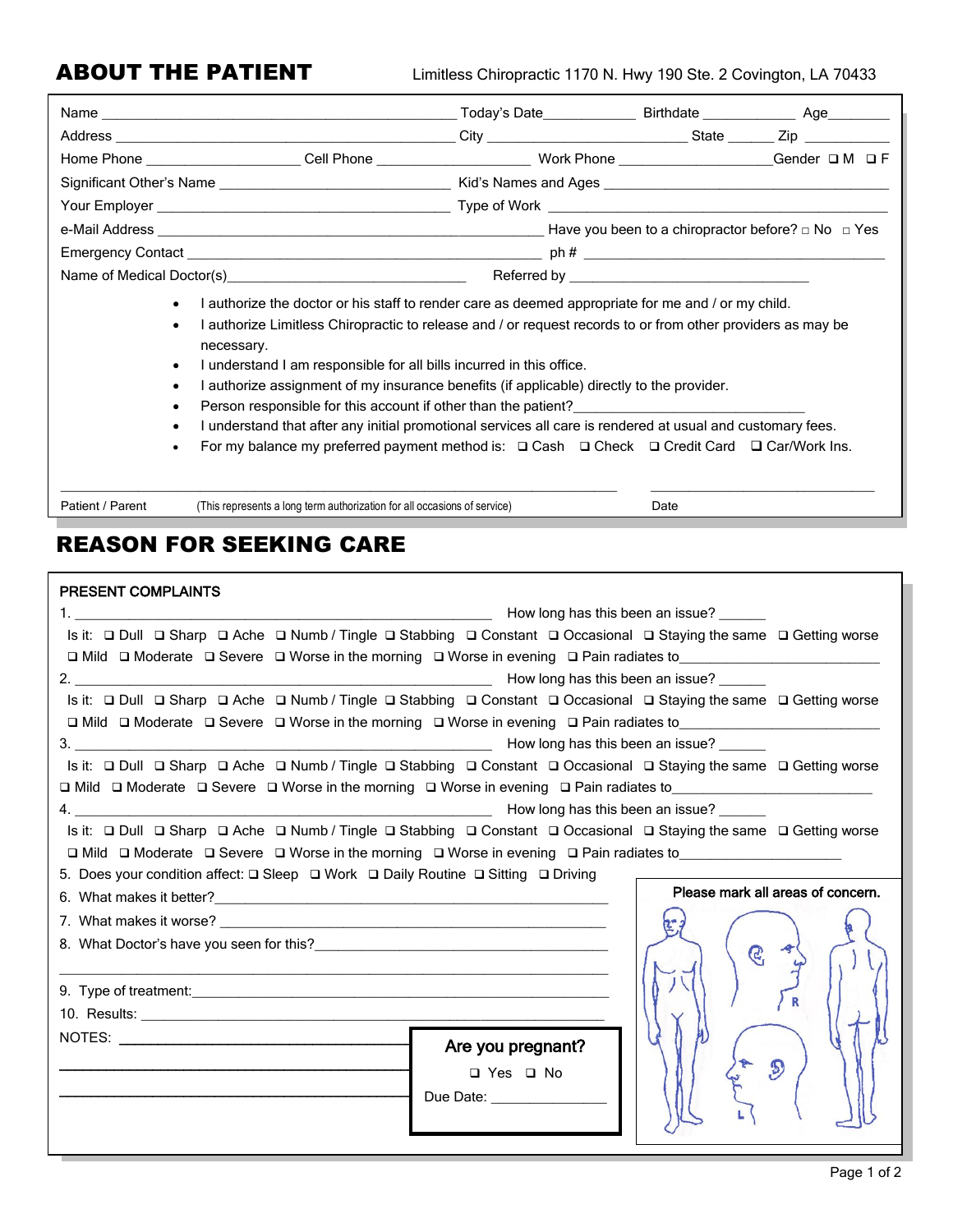# ABOUT THE PATIENT

Limitless Chiropractic 1170 N. Hwy 190 Ste. 2 Covington, LA 70433

Name ______________________________ Today's Date__________ Birthdate __________ Age________

Address ______________________________ City ____________________ State ______ Zip __________

Home Phone ________________ Cell Phone ________________ Work Phone ________________ Gender ❑ M ❑ F

Significant Other's Name ________________________ Kid's Names and Ages ________________________

Your Employer ________________________ Type of Work ________________________

e-Mail Address ______________________________ Have you been to a chiropractor before? □ No □ Yes

Emergency Contact ______________________________ ph # ______________________________

Name of Medical Doctor(s)________________________ Referred by ________________________

- I authorize the doctor or his staff to render care as deemed appropriate for me and / or my child.
- I authorize Limitless Chiropractic to release and / or request records to or from other providers as may be necessary.
- I understand I am responsible for all bills incurred in this office.
- I authorize assignment of my insurance benefits (if applicable) directly to the provider.
- Person responsible for this account if other than the patient?________________________
- I understand that after any initial promotional services all care is rendered at usual and customary fees.
- For my balance my preferred payment method is: ❑ Cash ❑ Check ❑ Credit Card ❑ Car/Work Ins.

______________________________________________ ______________________

Patient / Parent (This represents a long term authorization for all occasions of service) Date

# REASON FOR SEEKING CARE

**PRESENT COMPLAINTS**

1. ________________________________________ How long has this been an issue? ______
   Is it: ❑ Dull ❑ Sharp ❑ Ache ❑ Numb / Tingle ❑ Stabbing ❑ Constant ❑ Occasional ❑ Staying the same ❑ Getting worse
   ❑ Mild ❑ Moderate ❑ Severe ❑ Worse in the morning ❑ Worse in evening ❑ Pain radiates to____________________
2. ________________________________________ How long has this been an issue? ______
   Is it: ❑ Dull ❑ Sharp ❑ Ache ❑ Numb / Tingle ❑ Stabbing ❑ Constant ❑ Occasional ❑ Staying the same ❑ Getting worse
   ❑ Mild ❑ Moderate ❑ Severe ❑ Worse in the morning ❑ Worse in evening ❑ Pain radiates to____________________
3. ________________________________________ How long has this been an issue? ______
   Is it: ❑ Dull ❑ Sharp ❑ Ache ❑ Numb / Tingle ❑ Stabbing ❑ Constant ❑ Occasional ❑ Staying the same ❑ Getting worse
   ❑ Mild ❑ Moderate ❑ Severe ❑ Worse in the morning ❑ Worse in evening ❑ Pain radiates to____________________
4. ________________________________________ How long has this been an issue? ______
   Is it: ❑ Dull ❑ Sharp ❑ Ache ❑ Numb / Tingle ❑ Stabbing ❑ Constant ❑ Occasional ❑ Staying the same ❑ Getting worse
   ❑ Mild ❑ Moderate ❑ Severe ❑ Worse in the morning ❑ Worse in evening ❑ Pain radiates to____________________
5. Does your condition affect: ❑ Sleep ❑ Work ❑ Daily Routine ❑ Sitting ❑ Driving
6. What makes it better?________________________________________
7. What makes it worse? ________________________________________
8. What Doctor's have you seen for this?________________________________________
9. Type of treatment:________________________________________
10. Results: ________________________________________

NOTES: ________________________________________

**Are you pregnant?**

❑ Yes ❑ No

Due Date: ______________

**Please mark all areas of concern.**

R

L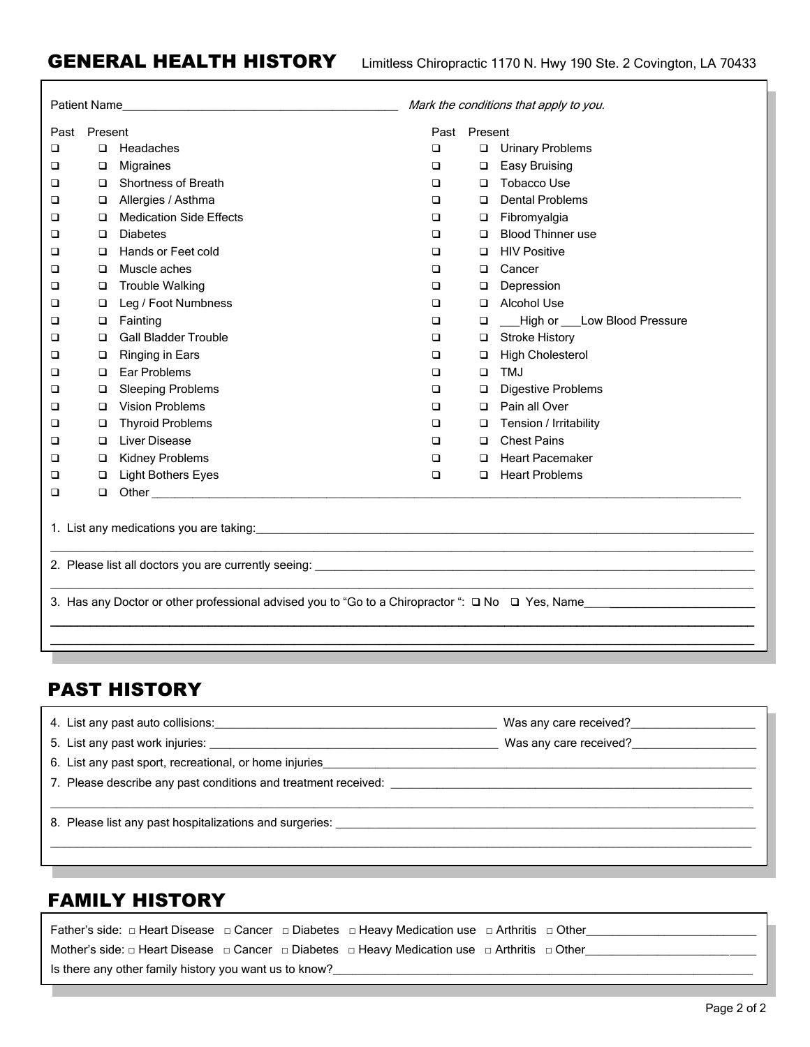# GENERAL HEALTH HISTORY

Limitless Chiropractic 1170 N. Hwy 190 Ste. 2 Covington, LA 70433

Patient Name\_\_\_\_\_\_\_\_\_\_\_\_\_\_\_\_\_\_\_\_\_\_\_\_\_\_\_\_\_\_\_\_\_\_\_\_\_\_\_\_\_\_\_\_ *Mark the conditions that apply to you.*

| Past | Present | Condition | Past | Present | Condition |
|---|---|---|---|---|---|
| ❑ | ❑ | Headaches | ❑ | ❑ | Urinary Problems |
| ❑ | ❑ | Migraines | ❑ | ❑ | Easy Bruising |
| ❑ | ❑ | Shortness of Breath | ❑ | ❑ | Tobacco Use |
| ❑ | ❑ | Allergies / Asthma | ❑ | ❑ | Dental Problems |
| ❑ | ❑ | Medication Side Effects | ❑ | ❑ | Fibromyalgia |
| ❑ | ❑ | Diabetes | ❑ | ❑ | Blood Thinner use |
| ❑ | ❑ | Hands or Feet cold | ❑ | ❑ | HIV Positive |
| ❑ | ❑ | Muscle aches | ❑ | ❑ | Cancer |
| ❑ | ❑ | Trouble Walking | ❑ | ❑ | Depression |
| ❑ | ❑ | Leg / Foot Numbness | ❑ | ❑ | Alcohol Use |
| ❑ | ❑ | Fainting | ❑ | ❑ | \_\_\_High or \_\_\_Low Blood Pressure |
| ❑ | ❑ | Gall Bladder Trouble | ❑ | ❑ | Stroke History |
| ❑ | ❑ | Ringing in Ears | ❑ | ❑ | High Cholesterol |
| ❑ | ❑ | Ear Problems | ❑ | ❑ | TMJ |
| ❑ | ❑ | Sleeping Problems | ❑ | ❑ | Digestive Problems |
| ❑ | ❑ | Vision Problems | ❑ | ❑ | Pain all Over |
| ❑ | ❑ | Thyroid Problems | ❑ | ❑ | Tension / Irritability |
| ❑ | ❑ | Liver Disease | ❑ | ❑ | Chest Pains |
| ❑ | ❑ | Kidney Problems | ❑ | ❑ | Heart Pacemaker |
| ❑ | ❑ | Light Bothers Eyes | ❑ | ❑ | Heart Problems |
| ❑ | ❑ | Other \_\_\_\_\_\_\_\_\_\_\_\_\_\_\_\_\_\_\_\_ | | | |

1. List any medications you are taking:\_\_\_\_\_\_\_\_\_\_\_\_\_\_\_\_\_\_\_\_\_\_\_\_\_\_\_\_\_\_\_\_\_\_\_\_\_\_\_\_
2. Please list all doctors you are currently seeing: \_\_\_\_\_\_\_\_\_\_\_\_\_\_\_\_\_\_\_\_\_\_\_\_\_\_\_\_\_\_\_\_
3. Has any Doctor or other professional advised you to "Go to a Chiropractor ": ❑ No ❑ Yes, Name\_\_\_\_\_\_\_\_\_\_\_\_\_\_\_\_\_\_\_\_

## PAST HISTORY

4. List any past auto collisions:\_\_\_\_\_\_\_\_\_\_\_\_\_\_\_\_\_\_\_\_\_\_\_\_\_\_\_\_ Was any care received?\_\_\_\_\_\_\_\_\_\_\_\_
5. List any past work injuries: \_\_\_\_\_\_\_\_\_\_\_\_\_\_\_\_\_\_\_\_\_\_\_\_\_\_\_\_ Was any care received?\_\_\_\_\_\_\_\_\_\_\_\_
6. List any past sport, recreational, or home injuries\_\_\_\_\_\_\_\_\_\_\_\_\_\_\_\_\_\_\_\_\_\_\_\_\_\_\_\_\_\_\_\_
7. Please describe any past conditions and treatment received: \_\_\_\_\_\_\_\_\_\_\_\_\_\_\_\_\_\_\_\_\_\_\_\_\_\_\_\_
8. Please list any past hospitalizations and surgeries: \_\_\_\_\_\_\_\_\_\_\_\_\_\_\_\_\_\_\_\_\_\_\_\_\_\_\_\_\_\_\_\_

## FAMILY HISTORY

Father's side: □ Heart Disease □ Cancer □ Diabetes □ Heavy Medication use □ Arthritis □ Other\_\_\_\_\_\_\_\_\_\_\_\_\_\_\_\_\_\_\_\_

Mother's side: □ Heart Disease □ Cancer □ Diabetes □ Heavy Medication use □ Arthritis □ Other\_\_\_\_\_\_\_\_\_\_\_\_\_\_\_\_\_\_\_\_

Is there any other family history you want us to know?\_\_\_\_\_\_\_\_\_\_\_\_\_\_\_\_\_\_\_\_\_\_\_\_\_\_\_\_\_\_\_\_\_\_\_\_